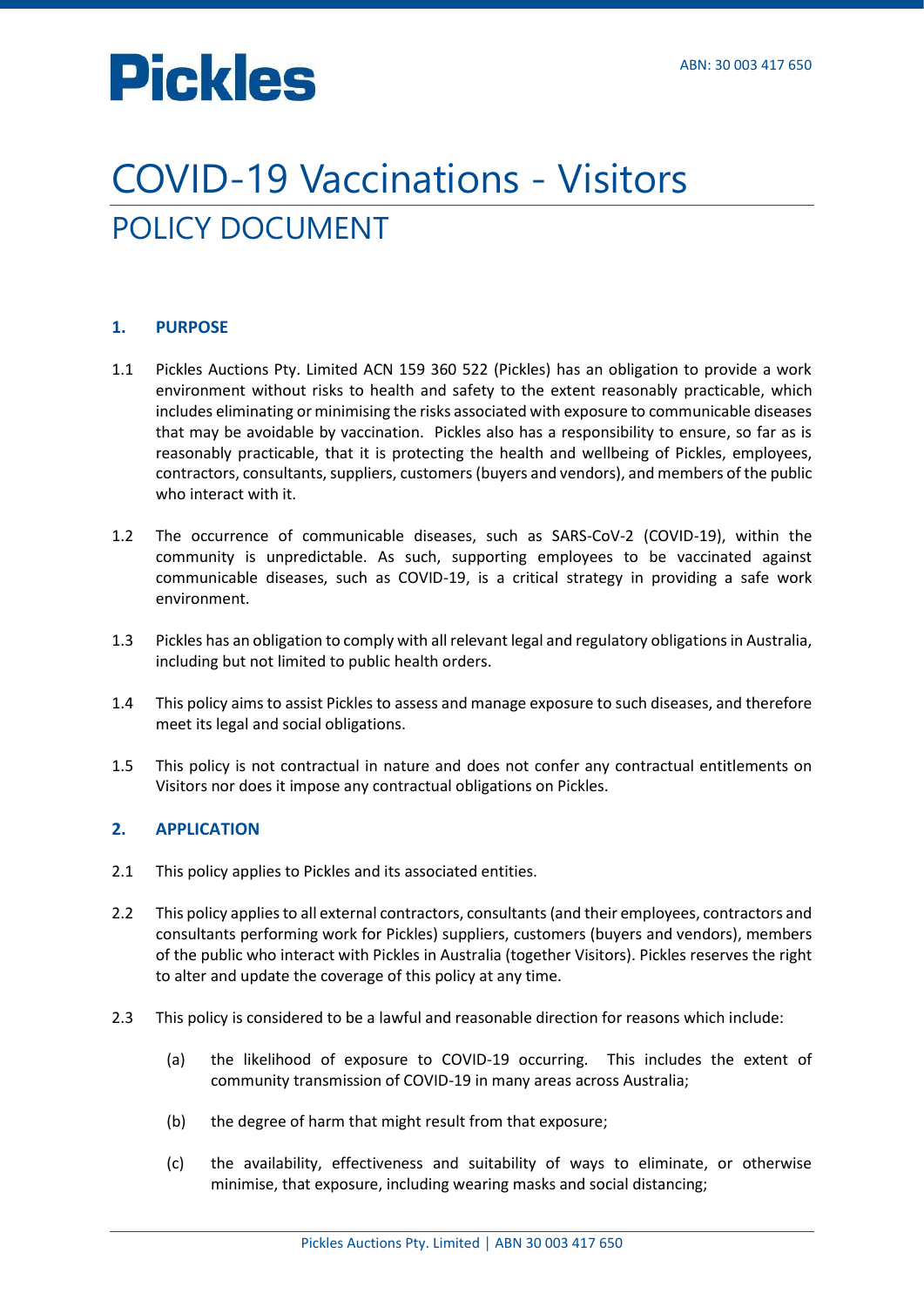# Pickles

ABN: 30 003 417 650

# COVID-19 Vaccinations - Visitors

## POLICY DOCUMENT

### 1. PURPOSE

1.1 Pickles Auctions Pty. Limited ACN 159 360 522 (Pickles) has an obligation to provide a work environment without risks to health and safety to the extent reasonably practicable, which includes eliminating or minimising the risks associated with exposure to communicable diseases that may be avoidable by vaccination. Pickles also has a responsibility to ensure, so far as is reasonably practicable, that it is protecting the health and wellbeing of Pickles, employees, contractors, consultants, suppliers, customers (buyers and vendors), and members of the public who interact with it.

1.2 The occurrence of communicable diseases, such as SARS-CoV-2 (COVID-19), within the community is unpredictable. As such, supporting employees to be vaccinated against communicable diseases, such as COVID-19, is a critical strategy in providing a safe work environment.

1.3 Pickles has an obligation to comply with all relevant legal and regulatory obligations in Australia, including but not limited to public health orders.

1.4 This policy aims to assist Pickles to assess and manage exposure to such diseases, and therefore meet its legal and social obligations.

1.5 This policy is not contractual in nature and does not confer any contractual entitlements on Visitors nor does it impose any contractual obligations on Pickles.

### 2. APPLICATION

2.1 This policy applies to Pickles and its associated entities.

2.2 This policy applies to all external contractors, consultants (and their employees, contractors and consultants performing work for Pickles) suppliers, customers (buyers and vendors), members of the public who interact with Pickles in Australia (together Visitors). Pickles reserves the right to alter and update the coverage of this policy at any time.

2.3 This policy is considered to be a lawful and reasonable direction for reasons which include:

(a) the likelihood of exposure to COVID-19 occurring. This includes the extent of community transmission of COVID-19 in many areas across Australia;

(b) the degree of harm that might result from that exposure;

(c) the availability, effectiveness and suitability of ways to eliminate, or otherwise minimise, that exposure, including wearing masks and social distancing;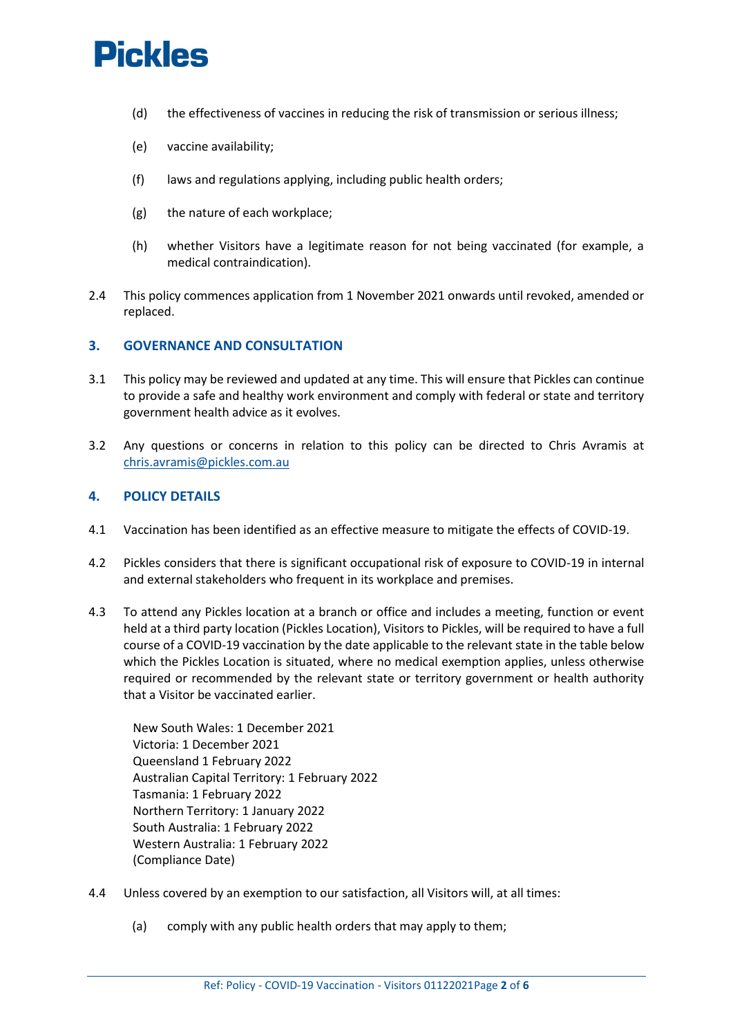(d) the effectiveness of vaccines in reducing the risk of transmission or serious illness;

(e) vaccine availability;

(f) laws and regulations applying, including public health orders;

(g) the nature of each workplace;

(h) whether Visitors have a legitimate reason for not being vaccinated (for example, a medical contraindication).

2.4 This policy commences application from 1 November 2021 onwards until revoked, amended or replaced.

## 3. GOVERNANCE AND CONSULTATION

3.1 This policy may be reviewed and updated at any time. This will ensure that Pickles can continue to provide a safe and healthy work environment and comply with federal or state and territory government health advice as it evolves.

3.2 Any questions or concerns in relation to this policy can be directed to Chris Avramis at chris.avramis@pickles.com.au

## 4. POLICY DETAILS

4.1 Vaccination has been identified as an effective measure to mitigate the effects of COVID-19.

4.2 Pickles considers that there is significant occupational risk of exposure to COVID-19 in internal and external stakeholders who frequent in its workplace and premises.

4.3 To attend any Pickles location at a branch or office and includes a meeting, function or event held at a third party location (Pickles Location), Visitors to Pickles, will be required to have a full course of a COVID-19 vaccination by the date applicable to the relevant state in the table below which the Pickles Location is situated, where no medical exemption applies, unless otherwise required or recommended by the relevant state or territory government or health authority that a Visitor be vaccinated earlier.

New South Wales: 1 December 2021
Victoria: 1 December 2021
Queensland 1 February 2022
Australian Capital Territory: 1 February 2022
Tasmania: 1 February 2022
Northern Territory: 1 January 2022
South Australia: 1 February 2022
Western Australia: 1 February 2022
(Compliance Date)

4.4 Unless covered by an exemption to our satisfaction, all Visitors will, at all times:

(a) comply with any public health orders that may apply to them;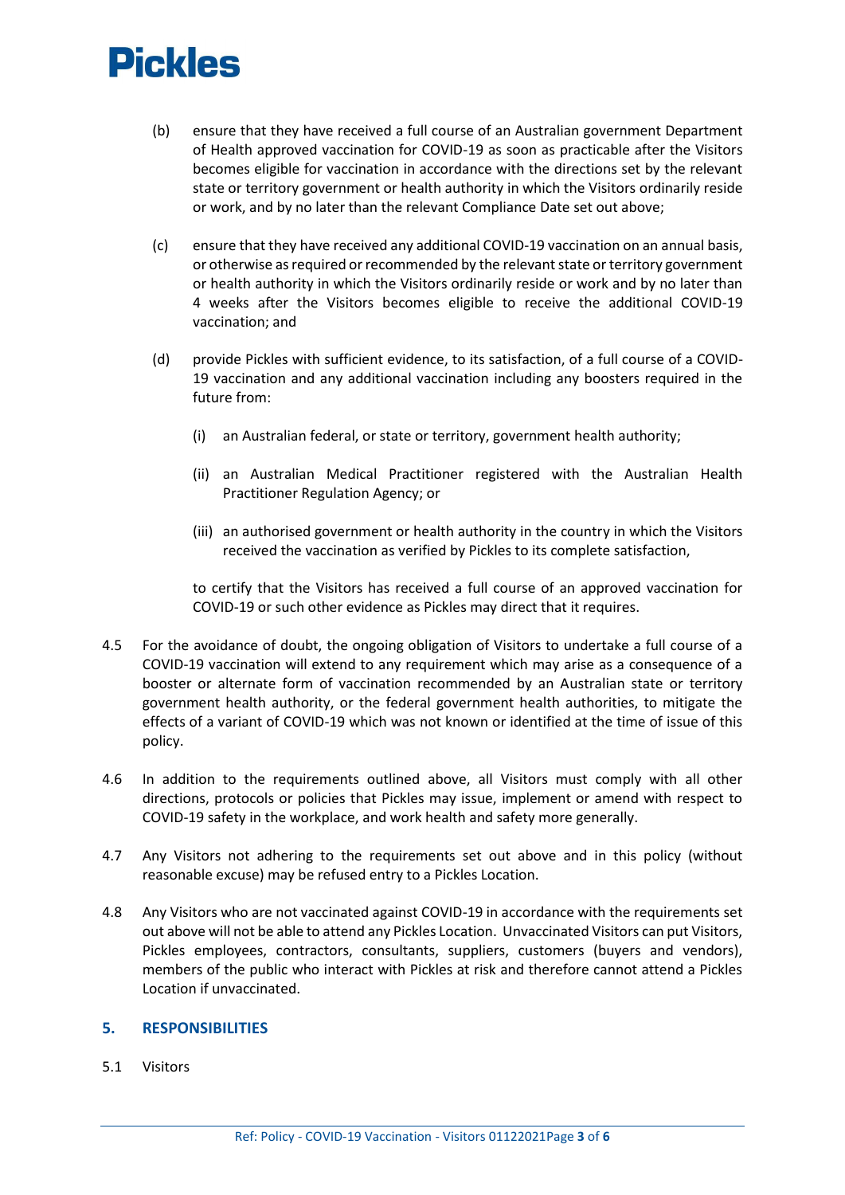(b) ensure that they have received a full course of an Australian government Department of Health approved vaccination for COVID-19 as soon as practicable after the Visitors becomes eligible for vaccination in accordance with the directions set by the relevant state or territory government or health authority in which the Visitors ordinarily reside or work, and by no later than the relevant Compliance Date set out above;

(c) ensure that they have received any additional COVID-19 vaccination on an annual basis, or otherwise as required or recommended by the relevant state or territory government or health authority in which the Visitors ordinarily reside or work and by no later than 4 weeks after the Visitors becomes eligible to receive the additional COVID-19 vaccination; and

(d) provide Pickles with sufficient evidence, to its satisfaction, of a full course of a COVID-19 vaccination and any additional vaccination including any boosters required in the future from:

   (i) an Australian federal, or state or territory, government health authority;

   (ii) an Australian Medical Practitioner registered with the Australian Health Practitioner Regulation Agency; or

   (iii) an authorised government or health authority in the country in which the Visitors received the vaccination as verified by Pickles to its complete satisfaction,

   to certify that the Visitors has received a full course of an approved vaccination for COVID-19 or such other evidence as Pickles may direct that it requires.

4.5 For the avoidance of doubt, the ongoing obligation of Visitors to undertake a full course of a COVID-19 vaccination will extend to any requirement which may arise as a consequence of a booster or alternate form of vaccination recommended by an Australian state or territory government health authority, or the federal government health authorities, to mitigate the effects of a variant of COVID-19 which was not known or identified at the time of issue of this policy.

4.6 In addition to the requirements outlined above, all Visitors must comply with all other directions, protocols or policies that Pickles may issue, implement or amend with respect to COVID-19 safety in the workplace, and work health and safety more generally.

4.7 Any Visitors not adhering to the requirements set out above and in this policy (without reasonable excuse) may be refused entry to a Pickles Location.

4.8 Any Visitors who are not vaccinated against COVID-19 in accordance with the requirements set out above will not be able to attend any Pickles Location. Unvaccinated Visitors can put Visitors, Pickles employees, contractors, consultants, suppliers, customers (buyers and vendors), members of the public who interact with Pickles at risk and therefore cannot attend a Pickles Location if unvaccinated.

## 5. RESPONSIBILITIES

5.1 Visitors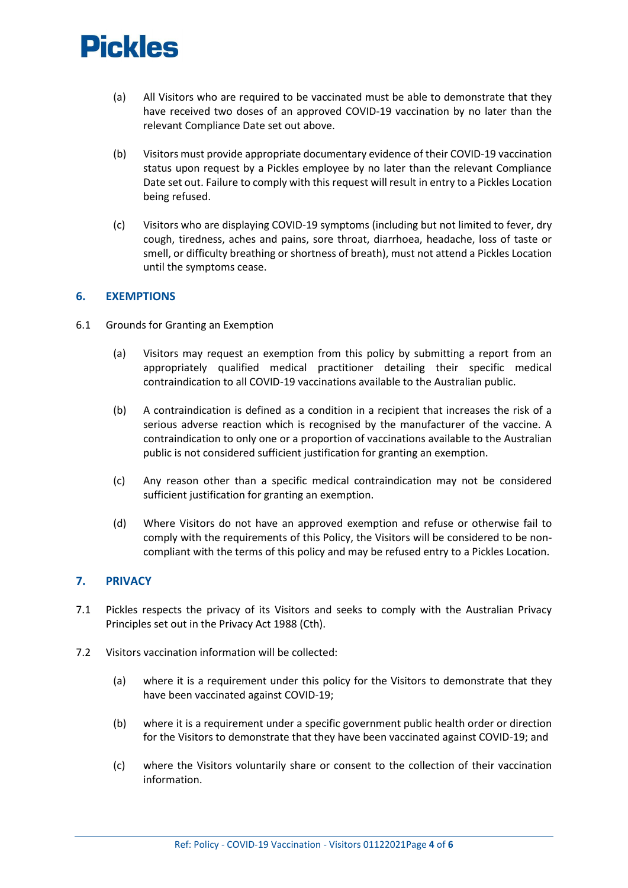(a) All Visitors who are required to be vaccinated must be able to demonstrate that they have received two doses of an approved COVID-19 vaccination by no later than the relevant Compliance Date set out above.

(b) Visitors must provide appropriate documentary evidence of their COVID-19 vaccination status upon request by a Pickles employee by no later than the relevant Compliance Date set out. Failure to comply with this request will result in entry to a Pickles Location being refused.

(c) Visitors who are displaying COVID-19 symptoms (including but not limited to fever, dry cough, tiredness, aches and pains, sore throat, diarrhoea, headache, loss of taste or smell, or difficulty breathing or shortness of breath), must not attend a Pickles Location until the symptoms cease.

## 6. EXEMPTIONS

6.1 Grounds for Granting an Exemption

(a) Visitors may request an exemption from this policy by submitting a report from an appropriately qualified medical practitioner detailing their specific medical contraindication to all COVID-19 vaccinations available to the Australian public.

(b) A contraindication is defined as a condition in a recipient that increases the risk of a serious adverse reaction which is recognised by the manufacturer of the vaccine. A contraindication to only one or a proportion of vaccinations available to the Australian public is not considered sufficient justification for granting an exemption.

(c) Any reason other than a specific medical contraindication may not be considered sufficient justification for granting an exemption.

(d) Where Visitors do not have an approved exemption and refuse or otherwise fail to comply with the requirements of this Policy, the Visitors will be considered to be non-compliant with the terms of this policy and may be refused entry to a Pickles Location.

## 7. PRIVACY

7.1 Pickles respects the privacy of its Visitors and seeks to comply with the Australian Privacy Principles set out in the Privacy Act 1988 (Cth).

7.2 Visitors vaccination information will be collected:

(a) where it is a requirement under this policy for the Visitors to demonstrate that they have been vaccinated against COVID-19;

(b) where it is a requirement under a specific government public health order or direction for the Visitors to demonstrate that they have been vaccinated against COVID-19; and

(c) where the Visitors voluntarily share or consent to the collection of their vaccination information.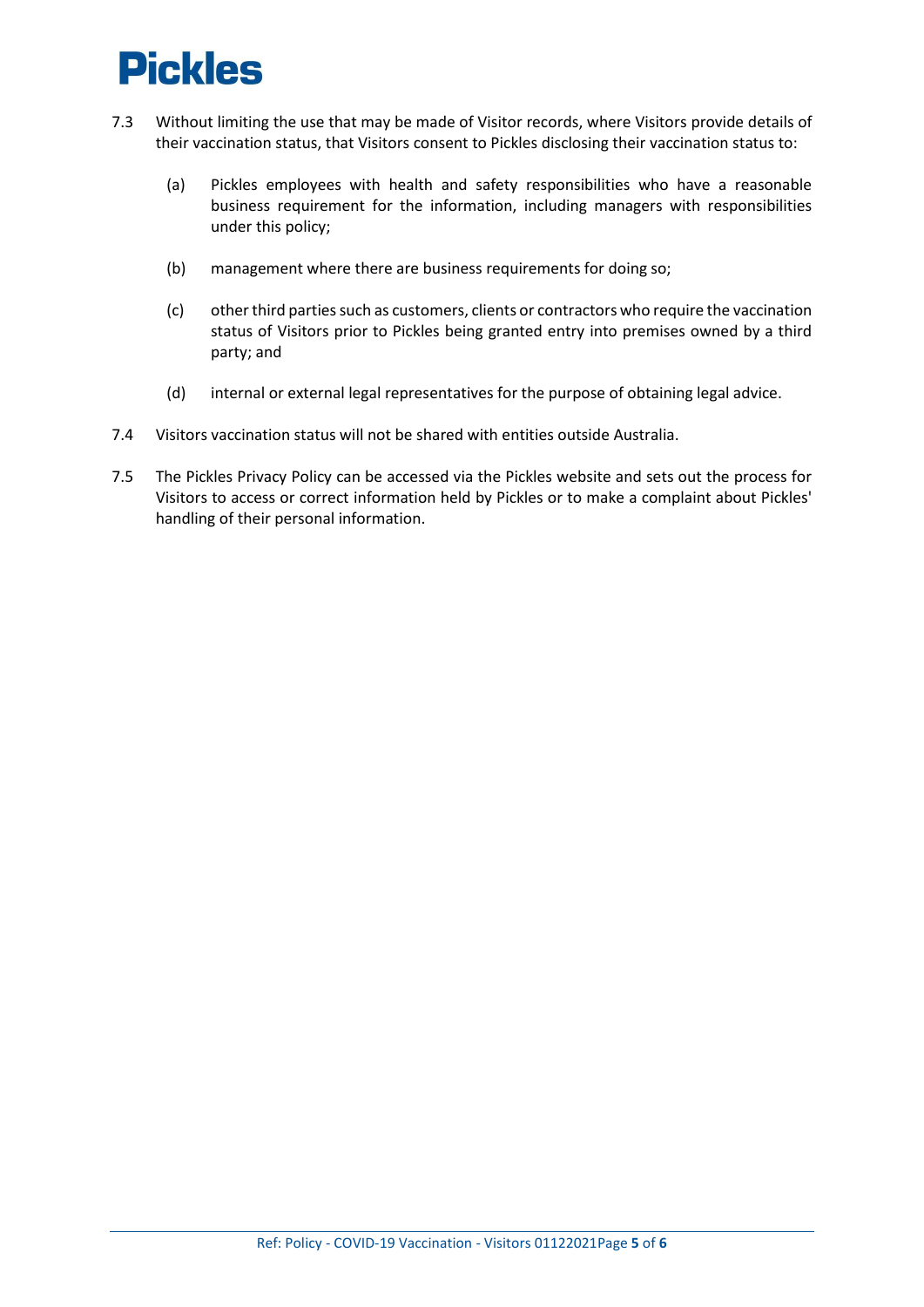7.3 Without limiting the use that may be made of Visitor records, where Visitors provide details of their vaccination status, that Visitors consent to Pickles disclosing their vaccination status to:

(a) Pickles employees with health and safety responsibilities who have a reasonable business requirement for the information, including managers with responsibilities under this policy;

(b) management where there are business requirements for doing so;

(c) other third parties such as customers, clients or contractors who require the vaccination status of Visitors prior to Pickles being granted entry into premises owned by a third party; and

(d) internal or external legal representatives for the purpose of obtaining legal advice.

7.4 Visitors vaccination status will not be shared with entities outside Australia.

7.5 The Pickles Privacy Policy can be accessed via the Pickles website and sets out the process for Visitors to access or correct information held by Pickles or to make a complaint about Pickles' handling of their personal information.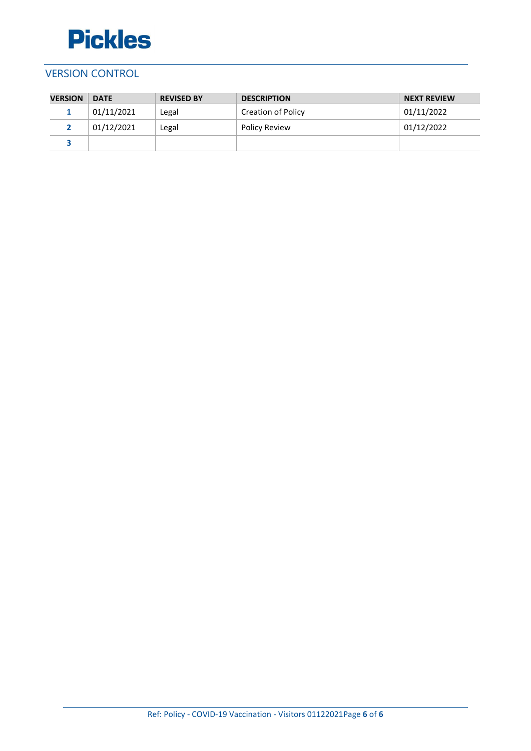## VERSION CONTROL

| VERSION | DATE | REVISED BY | DESCRIPTION | NEXT REVIEW |
|---|---|---|---|---|
| **1** | 01/11/2021 | Legal | Creation of Policy | 01/11/2022 |
| **2** | 01/12/2021 | Legal | Policy Review | 01/12/2022 |
| **3** | | | | |